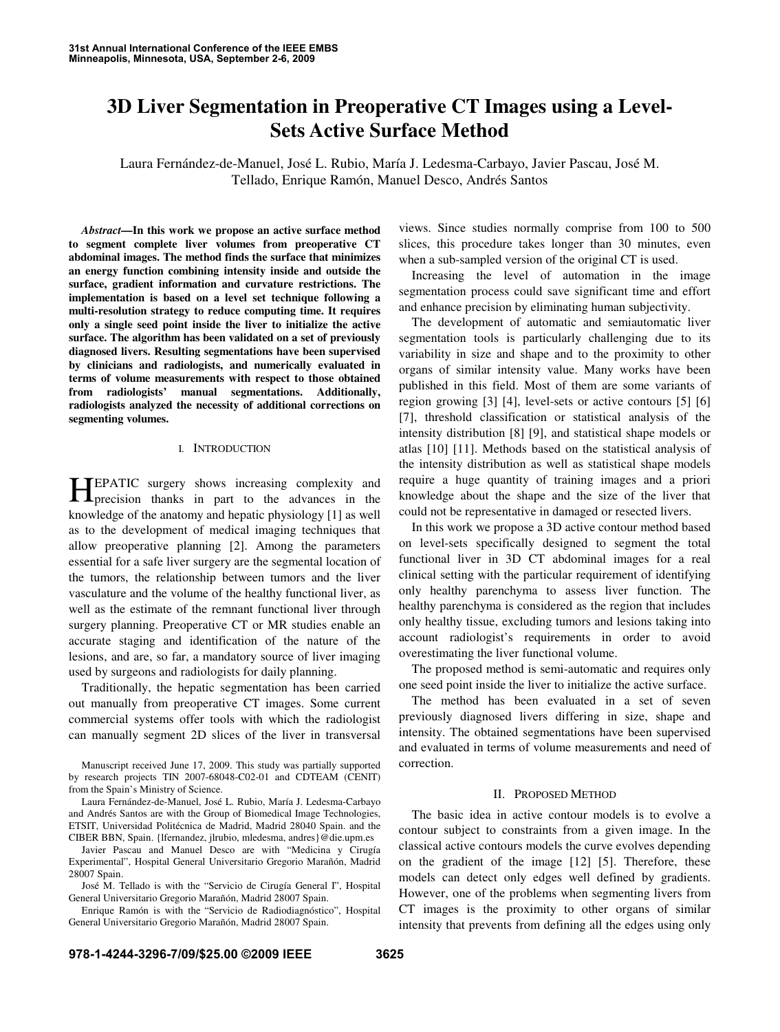# 3D Liver Segmentation in Preoperative CT Images using a Level-Sets Active Surface Method

Laura Fernández-de-Manuel, José L. Rubio, María J. Ledesma-Carbayo, Javier Pascau, José M. Tellado, Enrique Ramón, Manuel Desco, Andrés Santos

***Abstract*—In this work we propose an active surface method to segment complete liver volumes from preoperative CT abdominal images. The method finds the surface that minimizes an energy function combining intensity inside and outside the surface, gradient information and curvature restrictions. The implementation is based on a level set technique following a multi-resolution strategy to reduce computing time. It requires only a single seed point inside the liver to initialize the active surface. The algorithm has been validated on a set of previously diagnosed livers. Resulting segmentations have been supervised by clinicians and radiologists, and numerically evaluated in terms of volume measurements with respect to those obtained from radiologists' manual segmentations. Additionally, radiologists analyzed the necessity of additional corrections on segmenting volumes.**

## I. Introduction

HEPATIC surgery shows increasing complexity and precision thanks in part to the advances in the knowledge of the anatomy and hepatic physiology [1] as well as to the development of medical imaging techniques that allow preoperative planning [2]. Among the parameters essential for a safe liver surgery are the segmental location of the tumors, the relationship between tumors and the liver vasculature and the volume of the healthy functional liver, as well as the estimate of the remnant functional liver through surgery planning. Preoperative CT or MR studies enable an accurate staging and identification of the nature of the lesions, and are, so far, a mandatory source of liver imaging used by surgeons and radiologists for daily planning.

Traditionally, the hepatic segmentation has been carried out manually from preoperative CT images. Some current commercial systems offer tools with which the radiologist can manually segment 2D slices of the liver in transversal views. Since studies normally comprise from 100 to 500 slices, this procedure takes longer than 30 minutes, even when a sub-sampled version of the original CT is used.

Increasing the level of automation in the image segmentation process could save significant time and effort and enhance precision by eliminating human subjectivity.

The development of automatic and semiautomatic liver segmentation tools is particularly challenging due to its variability in size and shape and to the proximity to other organs of similar intensity value. Many works have been published in this field. Most of them are some variants of region growing [3] [4], level-sets or active contours [5] [6] [7], threshold classification or statistical analysis of the intensity distribution [8] [9], and statistical shape models or atlas [10] [11]. Methods based on the statistical analysis of the intensity distribution as well as statistical shape models require a huge quantity of training images and a priori knowledge about the shape and the size of the liver that could not be representative in damaged or resected livers.

In this work we propose a 3D active contour method based on level-sets specifically designed to segment the total functional liver in 3D CT abdominal images for a real clinical setting with the particular requirement of identifying only healthy parenchyma to assess liver function. The healthy parenchyma is considered as the region that includes only healthy tissue, excluding tumors and lesions taking into account radiologist's requirements in order to avoid overestimating the liver functional volume.

The proposed method is semi-automatic and requires only one seed point inside the liver to initialize the active surface.

The method has been evaluated in a set of seven previously diagnosed livers differing in size, shape and intensity. The obtained segmentations have been supervised and evaluated in terms of volume measurements and need of correction.

## II. Proposed Method

The basic idea in active contour models is to evolve a contour subject to constraints from a given image. In the classical active contours models the curve evolves depending on the gradient of the image [12] [5]. Therefore, these models can detect only edges well defined by gradients. However, one of the problems when segmenting livers from CT images is the proximity to other organs of similar intensity that prevents from defining all the edges using only

Manuscript received June 17, 2009. This study was partially supported by research projects TIN 2007-68048-C02-01 and CDTEAM (CENIT) from the Spain's Ministry of Science.

Laura Fernández-de-Manuel, José L. Rubio, María J. Ledesma-Carbayo and Andrés Santos are with the Group of Biomedical Image Technologies, ETSIT, Universidad Politécnica de Madrid, Madrid 28040 Spain. and the CIBER BBN, Spain. {lfernandez, jlrubio, mledesma, andres}@die.upm.es

Javier Pascau and Manuel Desco are with "Medicina y Cirugía Experimental", Hospital General Universitario Gregorio Marañón, Madrid 28007 Spain.

José M. Tellado is with the "Servicio de Cirugía General I", Hospital General Universitario Gregorio Marañón, Madrid 28007 Spain.

Enrique Ramón is with the "Servicio de Radiodiagnóstico", Hospital General Universitario Gregorio Marañón, Madrid 28007 Spain.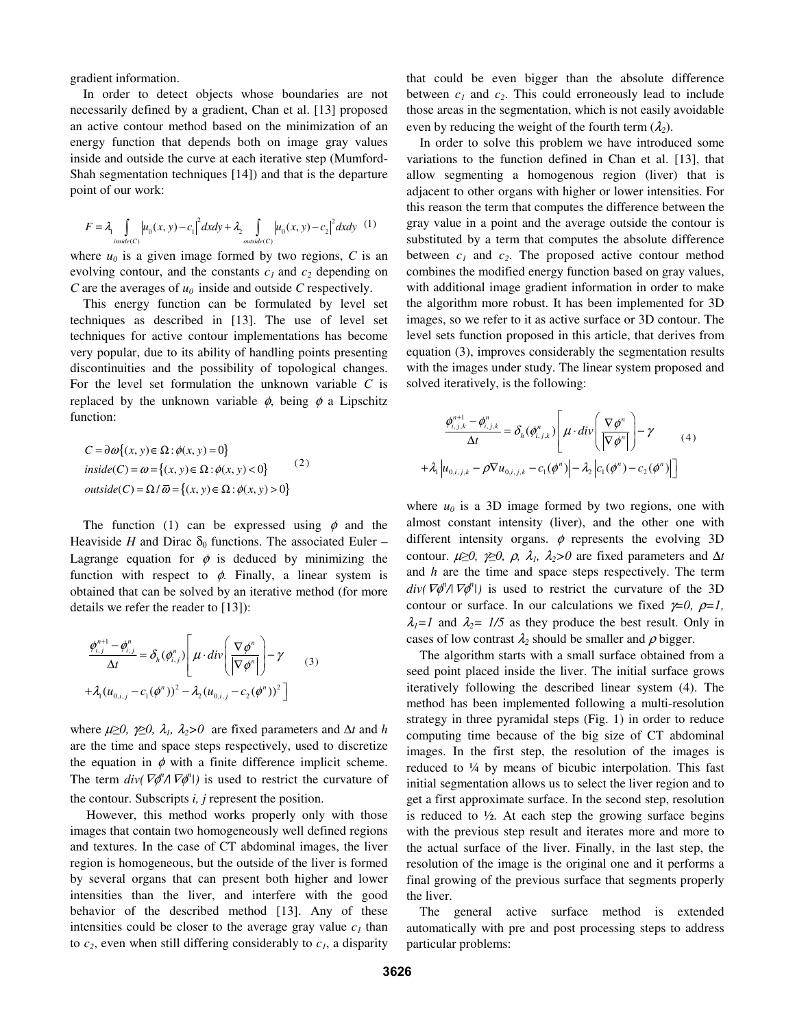gradient information.

In order to detect objects whose boundaries are not necessarily defined by a gradient, Chan et al. [13] proposed an active contour method based on the minimization of an energy function that depends both on image gray values inside and outside the curve at each iterative step (Mumford-Shah segmentation techniques [14]) and that is the departure point of our work:

$$F = \lambda_1 \int_{inside(C)} |u_0(x,y) - c_1|^2 dxdy + \lambda_2 \int_{outside(C)} |u_0(x,y) - c_2|^2 dxdy \quad (1)$$

where $u_0$ is a given image formed by two regions, $C$ is an evolving contour, and the constants $c_1$ and $c_2$ depending on $C$ are the averages of $u_0$ inside and outside $C$ respectively.

This energy function can be formulated by level set techniques as described in [13]. The use of level set techniques for active contour implementations has become very popular, due to its ability of handling points presenting discontinuities and the possibility of topological changes. For the level set formulation the unknown variable $C$ is replaced by the unknown variable $\phi$, being $\phi$ a Lipschitz function:

$$\begin{aligned} C &= \partial\omega\{(x,y) \in \Omega : \phi(x,y) = 0\} \\ inside(C) &= \omega = \{(x,y) \in \Omega : \phi(x,y) < 0\} \\ outside(C) &= \Omega / \overline{\omega} = \{(x,y) \in \Omega : \phi(x,y) > 0\} \end{aligned} \quad (2)$$

The function (1) can be expressed using $\phi$ and the Heaviside $H$ and Dirac $\delta_0$ functions. The associated Euler – Lagrange equation for $\phi$ is deduced by minimizing the function with respect to $\phi$. Finally, a linear system is obtained that can be solved by an iterative method (for more details we refer the reader to [13]):

$$\begin{aligned} \frac{\phi_{i,j}^{n+1} - \phi_{i,j}^{n}}{\Delta t} = \delta_h(\phi_{i,j}^{n}) \Bigg[ \mu \cdot div\left(\frac{\nabla \phi^n}{|\nabla \phi^n|}\right) - \gamma \\ + \lambda_1 (u_{0,i,j} - c_1(\phi^n))^2 - \lambda_2 (u_{0,i,j} - c_2(\phi^n))^2 \Bigg] \end{aligned} \quad (3)$$

where $\mu \geq 0$, $\gamma \geq 0$, $\lambda_1$, $\lambda_2 > 0$ are fixed parameters and $\Delta t$ and $h$ are the time and space steps respectively, used to discretize the equation in $\phi$ with a finite difference implicit scheme. The term $div(\nabla\phi^n / |\nabla\phi^n|)$ is used to restrict the curvature of the contour. Subscripts $i$, $j$ represent the position.

However, this method works properly only with those images that contain two homogeneously well defined regions and textures. In the case of CT abdominal images, the liver region is homogeneous, but the outside of the liver is formed by several organs that can present both higher and lower intensities than the liver, and interfere with the good behavior of the described method [13]. Any of these intensities could be closer to the average gray value $c_1$ than to $c_2$, even when still differing considerably to $c_1$, a disparity that could be even bigger than the absolute difference between $c_1$ and $c_2$. This could erroneously lead to include those areas in the segmentation, which is not easily avoidable even by reducing the weight of the fourth term ($\lambda_2$).

In order to solve this problem we have introduced some variations to the function defined in Chan et al. [13], that allow segmenting a homogenous region (liver) that is adjacent to other organs with higher or lower intensities. For this reason the term that computes the difference between the gray value in a point and the average outside the contour is substituted by a term that computes the absolute difference between $c_1$ and $c_2$. The proposed active contour method combines the modified energy function based on gray values, with additional image gradient information in order to make the algorithm more robust. It has been implemented for 3D images, so we refer to it as active surface or 3D contour. The level sets function proposed in this article, that derives from equation (3), improves considerably the segmentation results with the images under study. The linear system proposed and solved iteratively, is the following:

$$\begin{aligned} \frac{\phi_{i,j,k}^{n+1} - \phi_{i,j,k}^{n}}{\Delta t} = \delta_h(\phi_{i,j,k}^{n}) \Bigg[ \mu \cdot div\left(\frac{\nabla \phi^n}{|\nabla \phi^n|}\right) - \gamma \\ + \lambda_1 \left| u_{0,i,j,k} - \rho \nabla u_{0,i,j,k} - c_1(\phi^n) \right| - \lambda_2 \left| c_1(\phi^n) - c_2(\phi^n) \right| \Bigg] \end{aligned} \quad (4)$$

where $u_0$ is a 3D image formed by two regions, one with almost constant intensity (liver), and the other one with different intensity organs. $\phi$ represents the evolving 3D contour. $\mu \geq 0$, $\gamma \geq 0$, $\rho$, $\lambda_1$, $\lambda_2 > 0$ are fixed parameters and $\Delta t$ and $h$ are the time and space steps respectively. The term $div(\nabla\phi^n / |\nabla\phi^n|)$ is used to restrict the curvature of the 3D contour or surface. In our calculations we fixed $\gamma = 0$, $\rho = 1$, $\lambda_1 = 1$ and $\lambda_2 = 1/5$ as they produce the best result. Only in cases of low contrast $\lambda_2$ should be smaller and $\rho$ bigger.

The algorithm starts with a small surface obtained from a seed point placed inside the liver. The initial surface grows iteratively following the described linear system (4). The method has been implemented following a multi-resolution strategy in three pyramidal steps (Fig. 1) in order to reduce computing time because of the big size of CT abdominal images. In the first step, the resolution of the images is reduced to ¼ by means of bicubic interpolation. This fast initial segmentation allows us to select the liver region and to get a first approximate surface. In the second step, resolution is reduced to ½. At each step the growing surface begins with the previous step result and iterates more and more to the actual surface of the liver. Finally, in the last step, the resolution of the image is the original one and it performs a final growing of the previous surface that segments properly the liver.

The general active surface method is extended automatically with pre and post processing steps to address particular problems: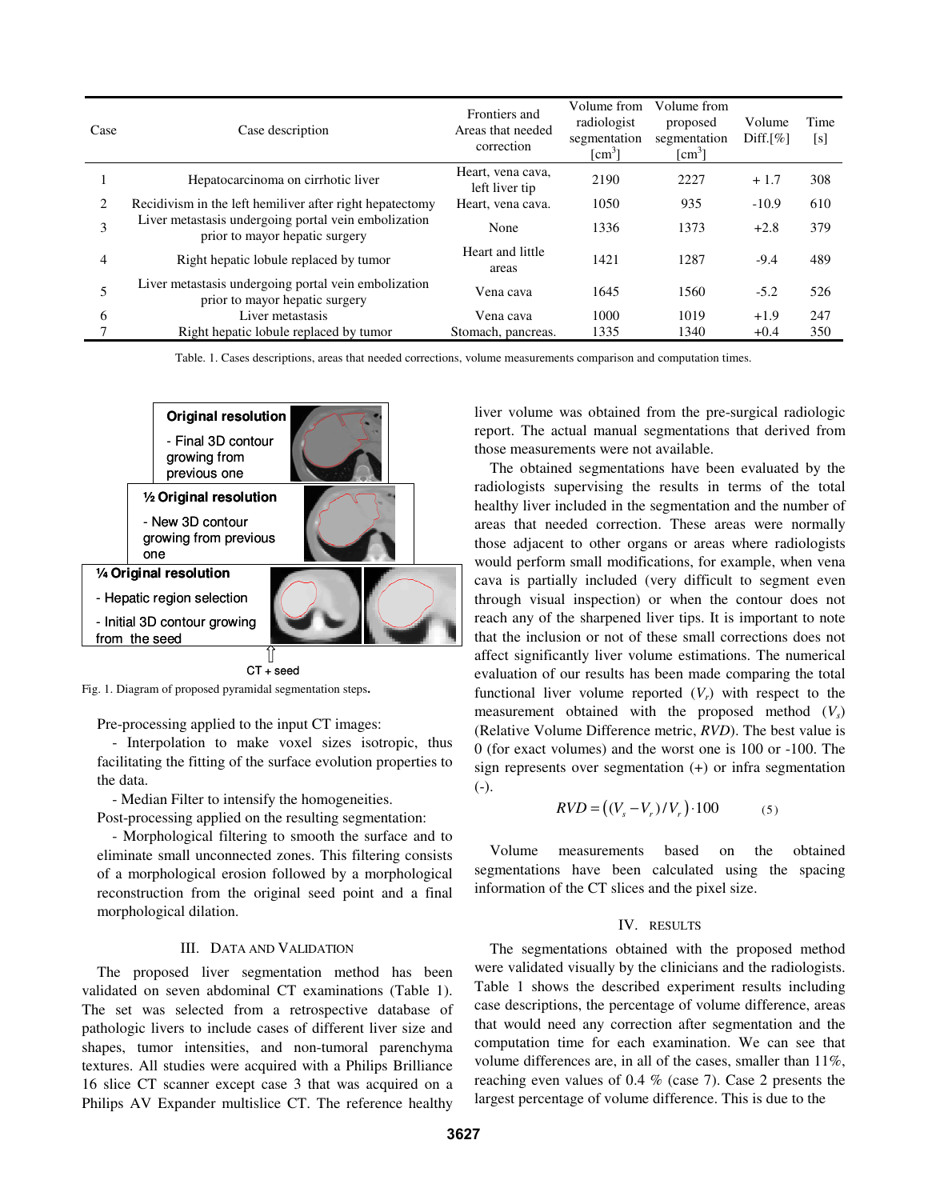| Case | Case description | Frontiers and Areas that needed correction | Volume from radiologist segmentation [cm$^3$] | Volume from proposed segmentation [cm$^3$] | Volume Diff.[%] | Time [s] |
|---|---|---|---|---|---|---|
| 1 | Hepatocarcinoma on cirrhotic liver | Heart, vena cava, left liver tip | 2190 | 2227 | + 1.7 | 308 |
| 2 | Recidivism in the left hemiliver after right hepatectomy | Heart, vena cava. | 1050 | 935 | -10.9 | 610 |
| 3 | Liver metastasis undergoing portal vein embolization prior to mayor hepatic surgery | None | 1336 | 1373 | +2.8 | 379 |
| 4 | Right hepatic lobule replaced by tumor | Heart and little areas | 1421 | 1287 | -9.4 | 489 |
| 5 | Liver metastasis undergoing portal vein embolization prior to mayor hepatic surgery | Vena cava | 1645 | 1560 | -5.2 | 526 |
| 6 | Liver metastasis | Vena cava | 1000 | 1019 | +1.9 | 247 |
| 7 | Right hepatic lobule replaced by tumor | Stomach, pancreas. | 1335 | 1340 | +0.4 | 350 |

Table. 1. Cases descriptions, areas that needed corrections, volume measurements comparison and computation times.

**Original resolution**
- Final 3D contour growing from previous one

**½ Original resolution**
- New 3D contour growing from previous one

**¼ Original resolution**
- Hepatic region selection
- Initial 3D contour growing from the seed

CT + seed

Fig. 1. Diagram of proposed pyramidal segmentation steps.

Pre-processing applied to the input CT images:

- Interpolation to make voxel sizes isotropic, thus facilitating the fitting of the surface evolution properties to the data.
- Median Filter to intensify the homogeneities.

Post-processing applied on the resulting segmentation:

- Morphological filtering to smooth the surface and to eliminate small unconnected zones. This filtering consists of a morphological erosion followed by a morphological reconstruction from the original seed point and a final morphological dilation.

## III. Data and Validation

The proposed liver segmentation method has been validated on seven abdominal CT examinations (Table 1). The set was selected from a retrospective database of pathologic livers to include cases of different liver size and shapes, tumor intensities, and non-tumoral parenchyma textures. All studies were acquired with a Philips Brilliance 16 slice CT scanner except case 3 that was acquired on a Philips AV Expander multislice CT. The reference healthy liver volume was obtained from the pre-surgical radiologic report. The actual manual segmentations that derived from those measurements were not available.

The obtained segmentations have been evaluated by the radiologists supervising the results in terms of the total healthy liver included in the segmentation and the number of areas that needed correction. These areas were normally those adjacent to other organs or areas where radiologists would perform small modifications, for example, when vena cava is partially included (very difficult to segment even through visual inspection) or when the contour does not reach any of the sharpened liver tips. It is important to note that the inclusion or not of these small corrections does not affect significantly liver volume estimations. The numerical evaluation of our results has been made comparing the total functional liver volume reported ($V_r$) with respect to the measurement obtained with the proposed method ($V_s$) (Relative Volume Difference metric, *RVD*). The best value is 0 (for exact volumes) and the worst one is 100 or -100. The sign represents over segmentation (+) or infra segmentation (-).

$$RVD = \left((V_s - V_r)/V_r\right)\cdot 100 \qquad (5)$$

Volume measurements based on the obtained segmentations have been calculated using the spacing information of the CT slices and the pixel size.

## IV. Results

The segmentations obtained with the proposed method were validated visually by the clinicians and the radiologists. Table 1 shows the described experiment results including case descriptions, the percentage of volume difference, areas that would need any correction after segmentation and the computation time for each examination. We can see that volume differences are, in all of the cases, smaller than 11%, reaching even values of 0.4 % (case 7). Case 2 presents the largest percentage of volume difference. This is due to the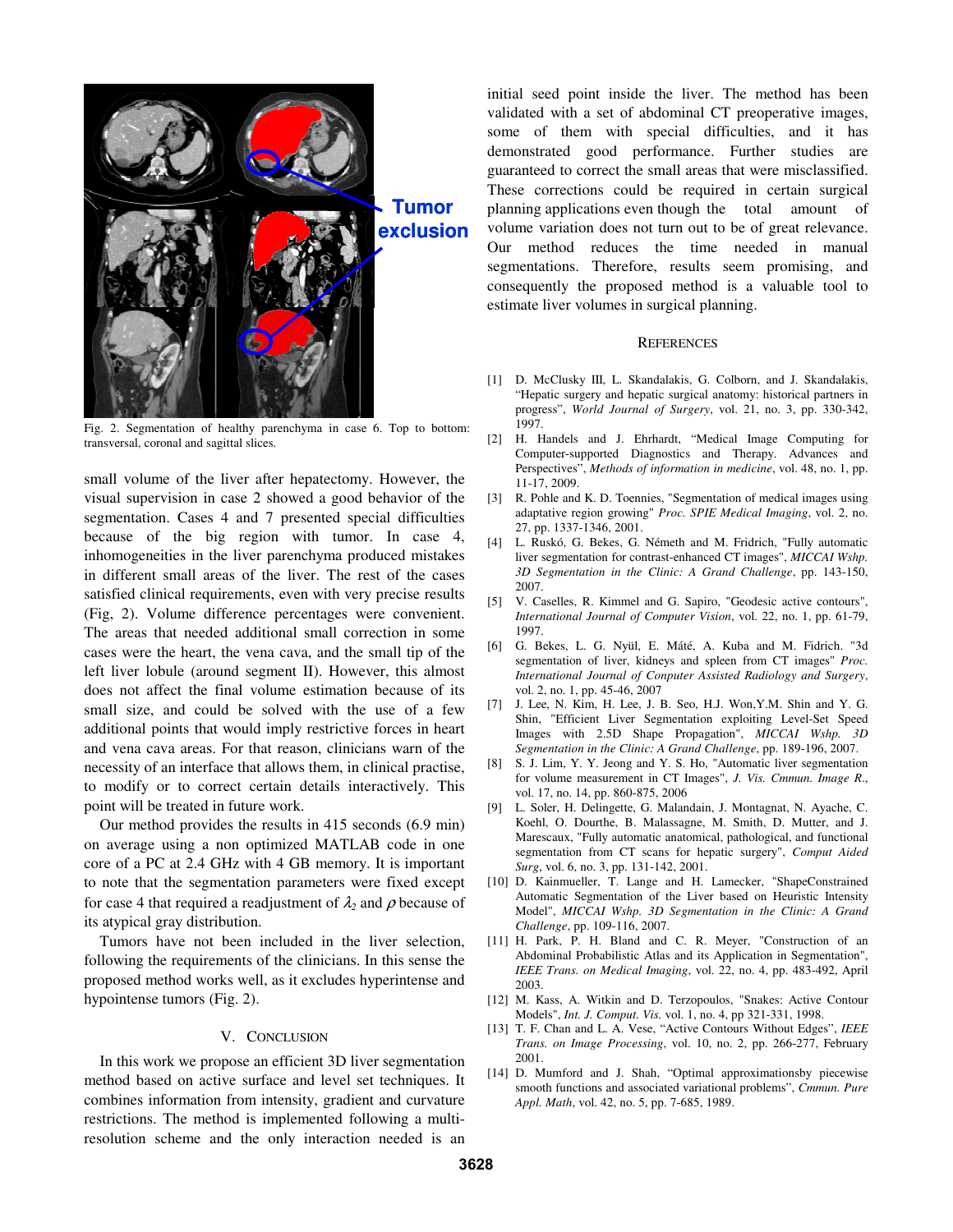Tumor exclusion

Fig. 2. Segmentation of healthy parenchyma in case 6. Top to bottom: transversal, coronal and sagittal slices.

small volume of the liver after hepatectomy. However, the visual supervision in case 2 showed a good behavior of the segmentation. Cases 4 and 7 presented special difficulties because of the big region with tumor. In case 4, inhomogeneities in the liver parenchyma produced mistakes in different small areas of the liver. The rest of the cases satisfied clinical requirements, even with very precise results (Fig, 2). Volume difference percentages were convenient. The areas that needed additional small correction in some cases were the heart, the vena cava, and the small tip of the left liver lobule (around segment II). However, this almost does not affect the final volume estimation because of its small size, and could be solved with the use of a few additional points that would imply restrictive forces in heart and vena cava areas. For that reason, clinicians warn of the necessity of an interface that allows them, in clinical practise, to modify or to correct certain details interactively. This point will be treated in future work.

Our method provides the results in 415 seconds (6.9 min) on average using a non optimized MATLAB code in one core of a PC at 2.4 GHz with 4 GB memory. It is important to note that the segmentation parameters were fixed except for case 4 that required a readjustment of $\lambda_2$ and $\rho$ because of its atypical gray distribution.

Tumors have not been included in the liver selection, following the requirements of the clinicians. In this sense the proposed method works well, as it excludes hyperintense and hypointense tumors (Fig. 2).

## V. Conclusion

In this work we propose an efficient 3D liver segmentation method based on active surface and level set techniques. It combines information from intensity, gradient and curvature restrictions. The method is implemented following a multi-resolution scheme and the only interaction needed is an initial seed point inside the liver. The method has been validated with a set of abdominal CT preoperative images, some of them with special difficulties, and it has demonstrated good performance. Further studies are guaranteed to correct the small areas that were misclassified. These corrections could be required in certain surgical planning applications even though the total amount of volume variation does not turn out to be of great relevance. Our method reduces the time needed in manual segmentations. Therefore, results seem promising, and consequently the proposed method is a valuable tool to estimate liver volumes in surgical planning.

## References

[1] D. McClusky III, L. Skandalakis, G. Colborn, and J. Skandalakis, "Hepatic surgery and hepatic surgical anatomy: historical partners in progress", *World Journal of Surgery*, vol. 21, no. 3, pp. 330-342, 1997.

[2] H. Handels and J. Ehrhardt, "Medical Image Computing for Computer-supported Diagnostics and Therapy. Advances and Perspectives", *Methods of information in medicine*, vol. 48, no. 1, pp. 11-17, 2009.

[3] R. Pohle and K. D. Toennies, "Segmentation of medical images using adaptative region growing" *Proc. SPIE Medical Imaging*, vol. 2, no. 27, pp. 1337-1346, 2001.

[4] L. Ruskó, G. Bekes, G. Németh and M. Fridrich, "Fully automatic liver segmentation for contrast-enhanced CT images", *MICCAI Wshp. 3D Segmentation in the Clinic: A Grand Challenge*, pp. 143-150, 2007.

[5] V. Caselles, R. Kimmel and G. Sapiro, "Geodesic active contours", *International Journal of Computer Vision*, vol. 22, no. 1, pp. 61-79, 1997.

[6] G. Bekes, L. G. Nyül, E. Máté, A. Kuba and M. Fidrich. "3d segmentation of liver, kidneys and spleen from CT images" *Proc. International Journal of Computer Assisted Radiology and Surgery*, vol. 2, no. 1, pp. 45-46, 2007

[7] J. Lee, N. Kim, H. Lee, J. B. Seo, H.J. Won,Y.M. Shin and Y. G. Shin, "Efficient Liver Segmentation exploiting Level-Set Speed Images with 2.5D Shape Propagation", *MICCAI Wshp. 3D Segmentation in the Clinic: A Grand Challenge*, pp. 189-196, 2007.

[8] S. J. Lim, Y. Y. Jeong and Y. S. Ho, "Automatic liver segmentation for volume measurement in CT Images", *J. Vis. Cmmun. Image R.*, vol. 17, no. 14, pp. 860-875, 2006

[9] L. Soler, H. Delingette, G. Malandain, J. Montagnat, N. Ayache, C. Koehl, O. Dourthe, B. Malassagne, M. Smith, D. Mutter, and J. Marescaux, "Fully automatic anatomical, pathological, and functional segmentation from CT scans for hepatic surgery", *Comput Aided Surg*, vol. 6, no. 3, pp. 131-142, 2001.

[10] D. Kainmueller, T. Lange and H. Lamecker, "ShapeConstrained Automatic Segmentation of the Liver based on Heuristic Intensity Model", *MICCAI Wshp. 3D Segmentation in the Clinic: A Grand Challenge*, pp. 109-116, 2007.

[11] H. Park, P. H. Bland and C. R. Meyer, "Construction of an Abdominal Probabilistic Atlas and its Application in Segmentation", *IEEE Trans. on Medical Imaging*, vol. 22, no. 4, pp. 483-492, April 2003.

[12] M. Kass, A. Witkin and D. Terzopoulos, "Snakes: Active Contour Models", *Int. J. Comput. Vis.* vol. 1, no. 4, pp 321-331, 1998.

[13] T. F. Chan and L. A. Vese, "Active Contours Without Edges", *IEEE Trans. on Image Processing*, vol. 10, no. 2, pp. 266-277, February 2001.

[14] D. Mumford and J. Shah, "Optimal approximationsby piecewise smooth functions and associated variational problems", *Cmmun. Pure Appl. Math*, vol. 42, no. 5, pp. 7-685, 1989.